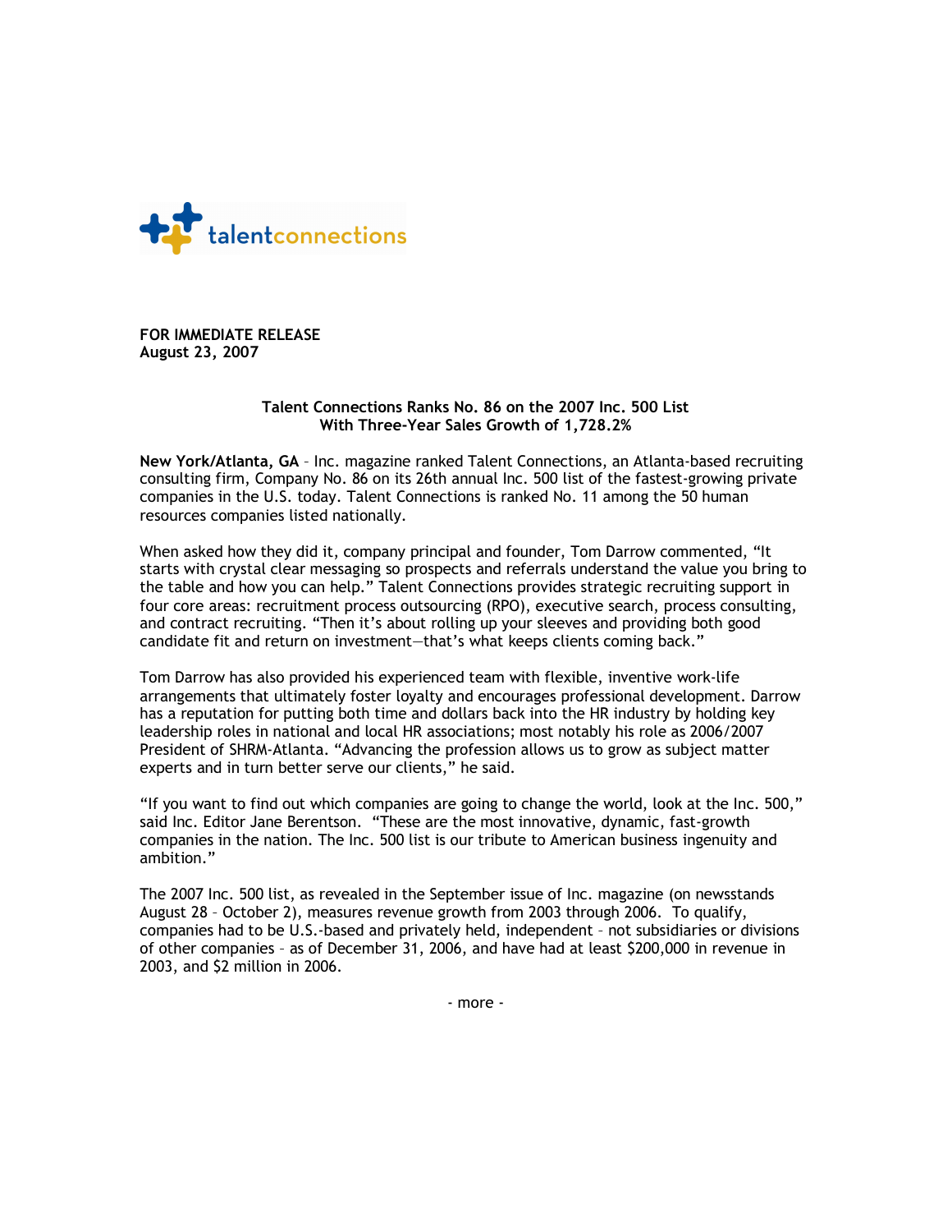talentconnections

**FOR IMMEDIATE RELEASE**
**August 23, 2007**

**Talent Connections Ranks No. 86 on the 2007 Inc. 500 List**
**With Three-Year Sales Growth of 1,728.2%**

**New York/Atlanta, GA** – Inc. magazine ranked Talent Connections, an Atlanta-based recruiting consulting firm, Company No. 86 on its 26th annual Inc. 500 list of the fastest-growing private companies in the U.S. today. Talent Connections is ranked No. 11 among the 50 human resources companies listed nationally.

When asked how they did it, company principal and founder, Tom Darrow commented, "It starts with crystal clear messaging so prospects and referrals understand the value you bring to the table and how you can help." Talent Connections provides strategic recruiting support in four core areas: recruitment process outsourcing (RPO), executive search, process consulting, and contract recruiting. "Then it's about rolling up your sleeves and providing both good candidate fit and return on investment—that's what keeps clients coming back."

Tom Darrow has also provided his experienced team with flexible, inventive work-life arrangements that ultimately foster loyalty and encourages professional development. Darrow has a reputation for putting both time and dollars back into the HR industry by holding key leadership roles in national and local HR associations; most notably his role as 2006/2007 President of SHRM-Atlanta. "Advancing the profession allows us to grow as subject matter experts and in turn better serve our clients," he said.

"If you want to find out which companies are going to change the world, look at the Inc. 500," said Inc. Editor Jane Berentson. "These are the most innovative, dynamic, fast-growth companies in the nation. The Inc. 500 list is our tribute to American business ingenuity and ambition."

The 2007 Inc. 500 list, as revealed in the September issue of Inc. magazine (on newsstands August 28 – October 2), measures revenue growth from 2003 through 2006. To qualify, companies had to be U.S.-based and privately held, independent – not subsidiaries or divisions of other companies – as of December 31, 2006, and have had at least $200,000 in revenue in 2003, and $2 million in 2006.

- more -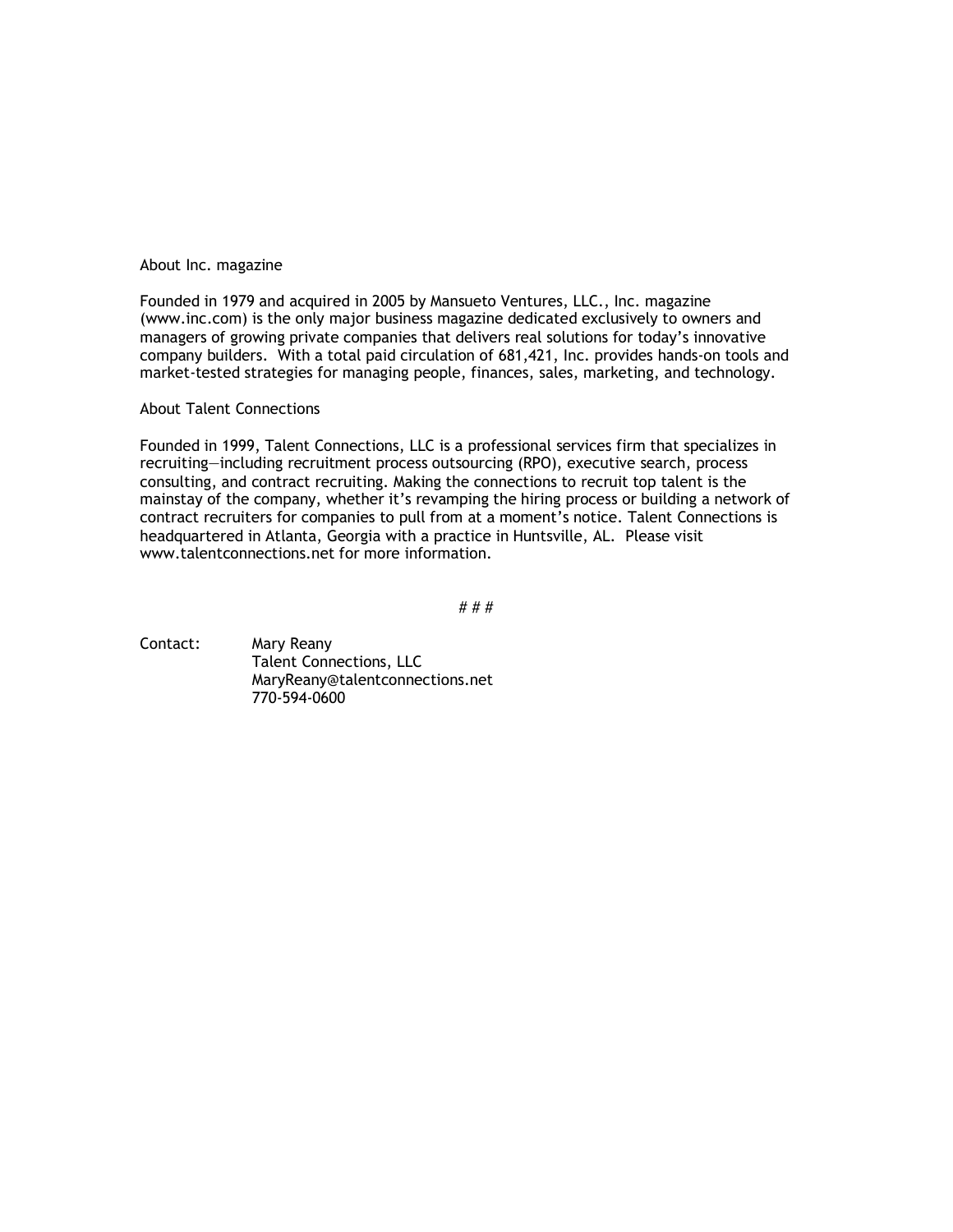## About Inc. magazine

Founded in 1979 and acquired in 2005 by Mansueto Ventures, LLC., Inc. magazine (www.inc.com) is the only major business magazine dedicated exclusively to owners and managers of growing private companies that delivers real solutions for today's innovative company builders. With a total paid circulation of 681,421, Inc. provides hands-on tools and market-tested strategies for managing people, finances, sales, marketing, and technology.

## About Talent Connections

Founded in 1999, Talent Connections, LLC is a professional services firm that specializes in recruiting—including recruitment process outsourcing (RPO), executive search, process consulting, and contract recruiting. Making the connections to recruit top talent is the mainstay of the company, whether it's revamping the hiring process or building a network of contract recruiters for companies to pull from at a moment's notice. Talent Connections is headquartered in Atlanta, Georgia with a practice in Huntsville, AL. Please visit www.talentconnections.net for more information.

# # #

Contact: Mary Reany
Talent Connections, LLC
MaryReany@talentconnections.net
770-594-0600